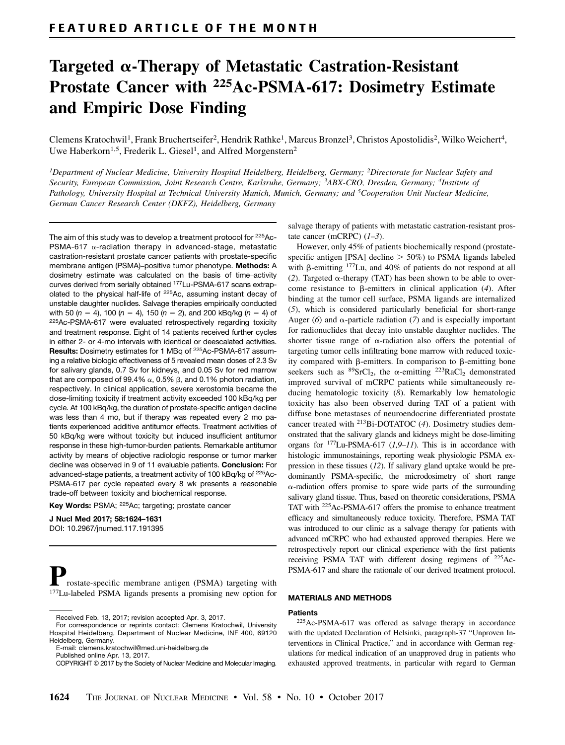FEATURED ARTICLE OF THE MONTH

# Targeted α-Therapy of Metastatic Castration-Resistant Prostate Cancer with $^{225}$Ac-PSMA-617: Dosimetry Estimate and Empiric Dose Finding

Clemens Kratochwil[1], Frank Bruchertseifer[2], Hendrik Rathke[1], Marcus Bronzel[3], Christos Apostolidis[2], Wilko Weichert[4], Uwe Haberkorn[1,5], Frederik L. Giesel[1], and Alfred Morgenstern[2]

[1]*Department of Nuclear Medicine, University Hospital Heidelberg, Heidelberg, Germany;* [2]*Directorate for Nuclear Safety and Security, European Commission, Joint Research Centre, Karlsruhe, Germany;* [3]*ABX-CRO, Dresden, Germany;* [4]*Institute of Pathology, University Hospital at Technical University Munich, Munich, Germany; and* [5]*Cooperation Unit Nuclear Medicine, German Cancer Research Center (DKFZ), Heidelberg, Germany*

The aim of this study was to develop a treatment protocol for $^{225}$Ac-PSMA-617 α-radiation therapy in advanced-stage, metastatic castration-resistant prostate cancer patients with prostate-specific membrane antigen (PSMA)–positive tumor phenotype. **Methods:** A dosimetry estimate was calculated on the basis of time–activity curves derived from serially obtained $^{177}$Lu-PSMA-617 scans extrapolated to the physical half-life of $^{225}$Ac, assuming instant decay of unstable daughter nuclides. Salvage therapies empirically conducted with 50 ($n = 4$), 100 ($n = 4$), 150 ($n = 2$), and 200 kBq/kg ($n = 4$) of $^{225}$Ac-PSMA-617 were evaluated retrospectively regarding toxicity and treatment response. Eight of 14 patients received further cycles in either 2- or 4-mo intervals with identical or deescalated activities. **Results:** Dosimetry estimates for 1 MBq of $^{225}$Ac-PSMA-617 assuming a relative biologic effectiveness of 5 revealed mean doses of 2.3 Sv for salivary glands, 0.7 Sv for kidneys, and 0.05 Sv for red marrow that are composed of 99.4% α, 0.5% β, and 0.1% photon radiation, respectively. In clinical application, severe xerostomia became the dose-limiting toxicity if treatment activity exceeded 100 kBq/kg per cycle. At 100 kBq/kg, the duration of prostate-specific antigen decline was less than 4 mo, but if therapy was repeated every 2 mo patients experienced additive antitumor effects. Treatment activities of 50 kBq/kg were without toxicity but induced insufficient antitumor response in these high-tumor-burden patients. Remarkable antitumor activity by means of objective radiologic response or tumor marker decline was observed in 9 of 11 evaluable patients. **Conclusion:** For advanced-stage patients, a treatment activity of 100 kBq/kg of $^{225}$Ac-PSMA-617 per cycle repeated every 8 wk presents a reasonable trade-off between toxicity and biochemical response.

**Key Words:** PSMA; $^{225}$Ac; targeting; prostate cancer

**J Nucl Med 2017; 58:1624–1631**
DOI: 10.2967/jnumed.117.191395

Prostate-specific membrane antigen (PSMA) targeting with $^{177}$Lu-labeled PSMA ligands presents a promising new option for salvage therapy of patients with metastatic castration-resistant prostate cancer (mCRPC) (*1–3*).

However, only 45% of patients biochemically respond (prostate-specific antigen [PSA] decline > 50%) to PSMA ligands labeled with β-emitting $^{177}$Lu, and 40% of patients do not respond at all (*2*). Targeted α-therapy (TAT) has been shown to be able to overcome resistance to β-emitters in clinical application (*4*). After binding at the tumor cell surface, PSMA ligands are internalized (*5*), which is considered particularly beneficial for short-range Auger (*6*) and α-particle radiation (*7*) and is especially important for radionuclides that decay into unstable daughter nuclides. The shorter tissue range of α-radiation also offers the potential of targeting tumor cells infiltrating bone marrow with reduced toxicity compared with β-emitters. In comparison to β-emitting bone seekers such as $^{89}SrCl_2$, the α-emitting $^{223}RaCl_2$ demonstrated improved survival of mCRPC patients while simultaneously reducing hematologic toxicity (*8*). Remarkably low hematologic toxicity has also been observed during TAT of a patient with diffuse bone metastases of neuroendocrine differentiated prostate cancer treated with $^{213}$Bi-DOTATOC (*4*). Dosimetry studies demonstrated that the salivary glands and kidneys might be dose-limiting organs for $^{177}$Lu-PSMA-617 (*1,9–11*). This is in accordance with histologic immunostainings, reporting weak physiologic PSMA expression in these tissues (*12*). If salivary gland uptake would be predominantly PSMA-specific, the microdosimetry of short range α-radiation offers promise to spare wide parts of the surrounding salivary gland tissue. Thus, based on theoretic considerations, PSMA TAT with $^{225}$Ac-PSMA-617 offers the promise to enhance treatment efficacy and simultaneously reduce toxicity. Therefore, PSMA TAT was introduced to our clinic as a salvage therapy for patients with advanced mCRPC who had exhausted approved therapies. Here we retrospectively report our clinical experience with the first patients receiving PSMA TAT with different dosing regimens of $^{225}$Ac-PSMA-617 and share the rationale of our derived treatment protocol.

## MATERIALS AND METHODS

### Patients

$^{225}$Ac-PSMA-617 was offered as salvage therapy in accordance with the updated Declaration of Helsinki, paragraph-37 "Unproven Interventions in Clinical Practice," and in accordance with German regulations for medical indication of an unapproved drug in patients who exhausted approved treatments, in particular with regard to German

Received Feb. 13, 2017; revision accepted Apr. 3, 2017.
For correspondence or reprints contact: Clemens Kratochwil, University Hospital Heidelberg, Department of Nuclear Medicine, INF 400, 69120 Heidelberg, Germany.
E-mail: clemens.kratochwil@med.uni-heidelberg.de
Published online Apr. 13, 2017.
COPYRIGHT © 2017 by the Society of Nuclear Medicine and Molecular Imaging.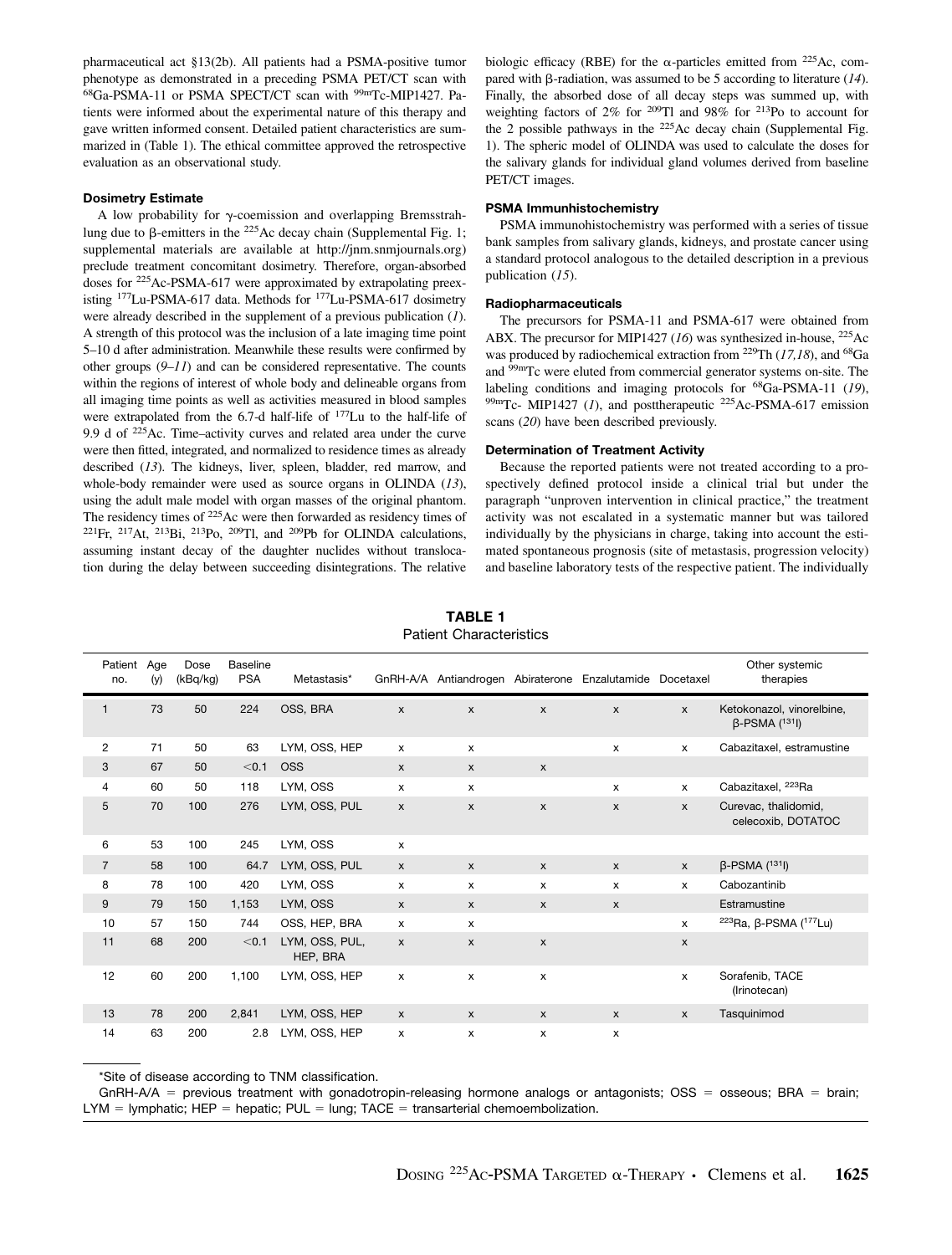pharmaceutical act §13(2b). All patients had a PSMA-positive tumor phenotype as demonstrated in a preceding PSMA PET/CT scan with $^{68}$Ga-PSMA-11 or PSMA SPECT/CT scan with $^{99m}$Tc-MIP1427. Patients were informed about the experimental nature of this therapy and gave written informed consent. Detailed patient characteristics are summarized in (Table 1). The ethical committee approved the retrospective evaluation as an observational study.

### Dosimetry Estimate

A low probability for γ-coemission and overlapping Bremsstrahlung due to β-emitters in the $^{225}$Ac decay chain (Supplemental Fig. 1; supplemental materials are available at http://jnm.snmjournals.org) preclude treatment concomitant dosimetry. Therefore, organ-absorbed doses for $^{225}$Ac-PSMA-617 were approximated by extrapolating preexisting $^{177}$Lu-PSMA-617 data. Methods for $^{177}$Lu-PSMA-617 dosimetry were already described in the supplement of a previous publication (*1*). A strength of this protocol was the inclusion of a late imaging time point 5–10 d after administration. Meanwhile these results were confirmed by other groups (*9–11*) and can be considered representative. The counts within the regions of interest of whole body and delineable organs from all imaging time points as well as activities measured in blood samples were extrapolated from the 6.7-d half-life of $^{177}$Lu to the half-life of 9.9 d of $^{225}$Ac. Time–activity curves and related area under the curve were then fitted, integrated, and normalized to residence times as already described (*13*). The kidneys, liver, spleen, bladder, red marrow, and whole-body remainder were used as source organs in OLINDA (*13*), using the adult male model with organ masses of the original phantom. The residency times of $^{225}$Ac were then forwarded as residency times of $^{221}$Fr, $^{217}$At, $^{213}$Bi, $^{213}$Po, $^{209}$Tl, and $^{209}$Pb for OLINDA calculations, assuming instant decay of the daughter nuclides without translocation during the delay between succeeding disintegrations. The relative biologic efficacy (RBE) for the α-particles emitted from $^{225}$Ac, compared with β-radiation, was assumed to be 5 according to literature (*14*). Finally, the absorbed dose of all decay steps was summed up, with weighting factors of 2% for $^{209}$Tl and 98% for $^{213}$Po to account for the 2 possible pathways in the $^{225}$Ac decay chain (Supplemental Fig. 1). The spheric model of OLINDA was used to calculate the doses for the salivary glands for individual gland volumes derived from baseline PET/CT images.

### PSMA Immunhistochemistry

PSMA immunohistochemistry was performed with a series of tissue bank samples from salivary glands, kidneys, and prostate cancer using a standard protocol analogous to the detailed description in a previous publication (*15*).

### Radiopharmaceuticals

The precursors for PSMA-11 and PSMA-617 were obtained from ABX. The precursor for MIP1427 (*16*) was synthesized in-house, $^{225}$Ac was produced by radiochemical extraction from $^{229}$Th (*17,18*), and $^{68}$Ga and $^{99m}$Tc were eluted from commercial generator systems on-site. The labeling conditions and imaging protocols for $^{68}$Ga-PSMA-11 (*19*), $^{99m}$Tc- MIP1427 (*1*), and posttherapeutic $^{225}$Ac-PSMA-617 emission scans (*20*) have been described previously.

### Determination of Treatment Activity

Because the reported patients were not treated according to a prospectively defined protocol inside a clinical trial but under the paragraph "unproven intervention in clinical practice," the treatment activity was not escalated in a systematic manner but was tailored individually by the physicians in charge, taking into account the estimated spontaneous prognosis (site of metastasis, progression velocity) and baseline laboratory tests of the respective patient. The individually

**TABLE 1**
Patient Characteristics

| Patient no. | Age (y) | Dose (kBq/kg) | Baseline PSA | Metastasis* | GnRH-A/A | Antiandrogen | Abiraterone | Enzalutamide | Docetaxel | Other systemic therapies |
|---|---|---|---|---|---|---|---|---|---|---|
| 1 | 73 | 50 | 224 | OSS, BRA | x | x | x | x | x | Ketokonazol, vinorelbine, β-PSMA ($^{131}$I) |
| 2 | 71 | 50 | 63 | LYM, OSS, HEP | x | x | | x | x | Cabazitaxel, estramustine |
| 3 | 67 | 50 | <0.1 | OSS | x | x | x | | | |
| 4 | 60 | 50 | 118 | LYM, OSS | x | x | | x | x | Cabazitaxel, $^{223}$Ra |
| 5 | 70 | 100 | 276 | LYM, OSS, PUL | x | x | x | x | x | Curevac, thalidomid, celecoxib, DOTATOC |
| 6 | 53 | 100 | 245 | LYM, OSS | x | | | | | |
| 7 | 58 | 100 | 64.7 | LYM, OSS, PUL | x | x | x | x | x | β-PSMA ($^{131}$I) |
| 8 | 78 | 100 | 420 | LYM, OSS | x | x | x | x | x | Cabozantinib |
| 9 | 79 | 150 | 1,153 | LYM, OSS | x | x | x | x | | Estramustine |
| 10 | 57 | 150 | 744 | OSS, HEP, BRA | x | x | | | x | $^{223}$Ra, β-PSMA ($^{177}$Lu) |
| 11 | 68 | 200 | <0.1 | LYM, OSS, PUL, HEP, BRA | x | x | x | | x | |
| 12 | 60 | 200 | 1,100 | LYM, OSS, HEP | x | x | x | | x | Sorafenib, TACE (Irinotecan) |
| 13 | 78 | 200 | 2,841 | LYM, OSS, HEP | x | x | x | x | x | Tasquinimod |
| 14 | 63 | 200 | 2.8 | LYM, OSS, HEP | x | x | x | x | | |

*Site of disease according to TNM classification.

GnRH-A/A = previous treatment with gonadotropin-releasing hormone analogs or antagonists; OSS = osseous; BRA = brain; LYM = lymphatic; HEP = hepatic; PUL = lung; TACE = transarterial chemoembolization.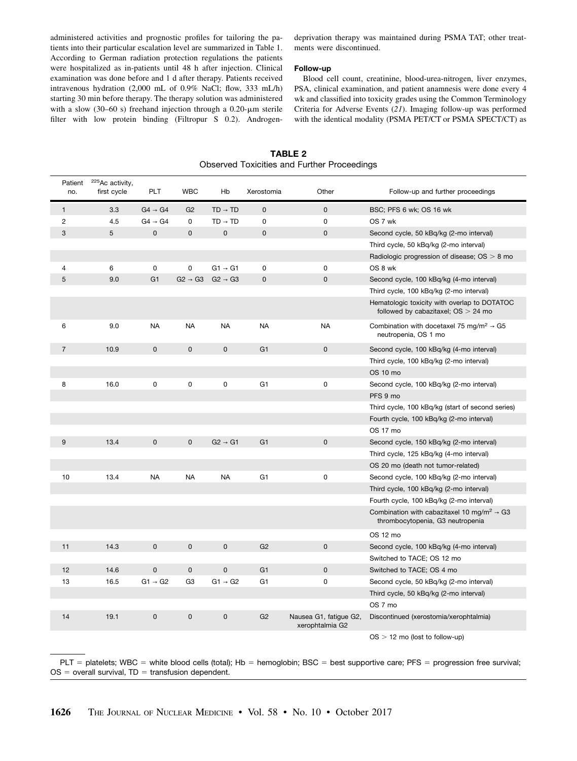administered activities and prognostic profiles for tailoring the patients into their particular escalation level are summarized in Table 1. According to German radiation protection regulations the patients were hospitalized as in-patients until 48 h after injection. Clinical examination was done before and 1 d after therapy. Patients received intravenous hydration (2,000 mL of 0.9% NaCl; flow, 333 mL/h) starting 30 min before therapy. The therapy solution was administered with a slow (30–60 s) freehand injection through a 0.20-μm sterile filter with low protein binding (Filtropur S 0.2). Androgen-deprivation therapy was maintained during PSMA TAT; other treatments were discontinued.

#### Follow-up

Blood cell count, creatinine, blood-urea-nitrogen, liver enzymes, PSA, clinical examination, and patient anamnesis were done every 4 wk and classified into toxicity grades using the Common Terminology Criteria for Adverse Events (*21*). Imaging follow-up was performed with the identical modality (PSMA PET/CT or PSMA SPECT/CT) as

**TABLE 2**
Observed Toxicities and Further Proceedings

| Patient no. | $^{225}$Ac activity, first cycle | PLT | WBC | Hb | Xerostomia | Other | Follow-up and further proceedings |
|---|---|---|---|---|---|---|---|
| 1 | 3.3 | G4 → G4 | G2 | TD → TD | 0 | 0 | BSC; PFS 6 wk; OS 16 wk |
| 2 | 4.5 | G4 → G4 | 0 | TD → TD | 0 | 0 | OS 7 wk |
| 3 | 5 | 0 | 0 | 0 | 0 | 0 | Second cycle, 50 kBq/kg (2-mo interval) |
| | | | | | | | Third cycle, 50 kBq/kg (2-mo interval) |
| | | | | | | | Radiologic progression of disease; OS > 8 mo |
| 4 | 6 | 0 | 0 | G1 → G1 | 0 | 0 | OS 8 wk |
| 5 | 9.0 | G1 | G2 → G3 | G2 → G3 | 0 | 0 | Second cycle, 100 kBq/kg (4-mo interval) |
| | | | | | | | Third cycle, 100 kBq/kg (2-mo interval) |
| | | | | | | | Hematologic toxicity with overlap to DOTATOC followed by cabazitaxel; OS > 24 mo |
| 6 | 9.0 | NA | NA | NA | NA | NA | Combination with docetaxel 75 mg/m$^2$ → G5 neutropenia, OS 1 mo |
| 7 | 10.9 | 0 | 0 | 0 | G1 | 0 | Second cycle, 100 kBq/kg (4-mo interval) |
| | | | | | | | Third cycle, 100 kBq/kg (2-mo interval) |
| | | | | | | | OS 10 mo |
| 8 | 16.0 | 0 | 0 | 0 | G1 | 0 | Second cycle, 100 kBq/kg (2-mo interval) |
| | | | | | | | PFS 9 mo |
| | | | | | | | Third cycle, 100 kBq/kg (start of second series) |
| | | | | | | | Fourth cycle, 100 kBq/kg (2-mo interval) |
| | | | | | | | OS 17 mo |
| 9 | 13.4 | 0 | 0 | G2 → G1 | G1 | 0 | Second cycle, 150 kBq/kg (2-mo interval) |
| | | | | | | | Third cycle, 125 kBq/kg (4-mo interval) |
| | | | | | | | OS 20 mo (death not tumor-related) |
| 10 | 13.4 | NA | NA | NA | G1 | 0 | Second cycle, 100 kBq/kg (2-mo interval) |
| | | | | | | | Third cycle, 100 kBq/kg (2-mo interval) |
| | | | | | | | Fourth cycle, 100 kBq/kg (2-mo interval) |
| | | | | | | | Combination with cabazitaxel 10 mg/m$^2$ → G3 thrombocytopenia, G3 neutropenia |
| | | | | | | | OS 12 mo |
| 11 | 14.3 | 0 | 0 | 0 | G2 | 0 | Second cycle, 100 kBq/kg (4-mo interval) |
| | | | | | | | Switched to TACE; OS 12 mo |
| 12 | 14.6 | 0 | 0 | 0 | G1 | 0 | Switched to TACE; OS 4 mo |
| 13 | 16.5 | G1 → G2 | G3 | G1 → G2 | G1 | 0 | Second cycle, 50 kBq/kg (2-mo interval) |
| | | | | | | | Third cycle, 50 kBq/kg (2-mo interval) |
| | | | | | | | OS 7 mo |
| 14 | 19.1 | 0 | 0 | 0 | G2 | Nausea G1, fatigue G2, xerophtalmia G2 | Discontinued (xerostomia/xerophtalmia) |
| | | | | | | | OS > 12 mo (lost to follow-up) |

PLT = platelets; WBC = white blood cells (total); Hb = hemoglobin; BSC = best supportive care; PFS = progression free survival; OS = overall survival, TD = transfusion dependent.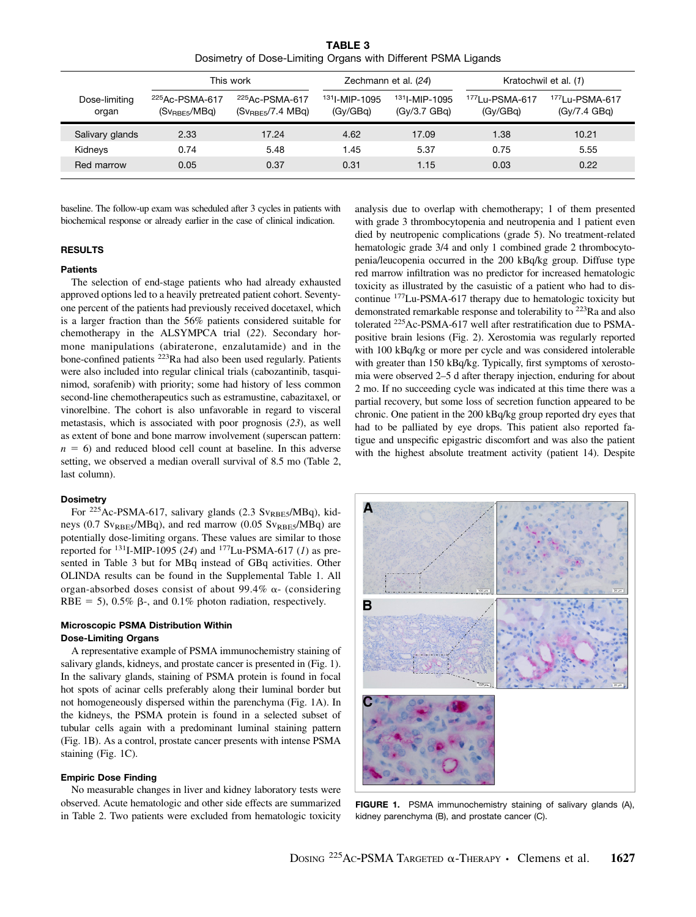**TABLE 3**
Dosimetry of Dose-Limiting Organs with Different PSMA Ligands

| Dose-limiting organ | This work | | Zechmann et al. (24) | | Kratochwil et al. (1) | |
|---|---|---|---|---|---|---|
| | $^{225}$Ac-PSMA-617 ($Sv_{RBE5}$/MBq) | $^{225}$Ac-PSMA-617 ($Sv_{RBE5}$/7.4 MBq) | $^{131}$I-MIP-1095 (Gy/GBq) | $^{131}$I-MIP-1095 (Gy/3.7 GBq) | $^{177}$Lu-PSMA-617 (Gy/GBq) | $^{177}$Lu-PSMA-617 (Gy/7.4 GBq) |
| Salivary glands | 2.33 | 17.24 | 4.62 | 17.09 | 1.38 | 10.21 |
| Kidneys | 0.74 | 5.48 | 1.45 | 5.37 | 0.75 | 5.55 |
| Red marrow | 0.05 | 0.37 | 0.31 | 1.15 | 0.03 | 0.22 |

baseline. The follow-up exam was scheduled after 3 cycles in patients with biochemical response or already earlier in the case of clinical indication.

## RESULTS

### Patients

The selection of end-stage patients who had already exhausted approved options led to a heavily pretreated patient cohort. Seventy-one percent of the patients had previously received docetaxel, which is a larger fraction than the 56% patients considered suitable for chemotherapy in the ALSYMPCA trial (22). Secondary hormone manipulations (abiraterone, enzalutamide) and in the bone-confined patients $^{223}$Ra had also been used regularly. Patients were also included into regular clinical trials (cabozantinib, tasquinimod, sorafenib) with priority; some had history of less common second-line chemotherapeutics such as estramustine, cabazitaxel, or vinorelbine. The cohort is also unfavorable in regard to visceral metastasis, which is associated with poor prognosis (23), as well as extent of bone and bone marrow involvement (superscan pattern: $n = 6$) and reduced blood cell count at baseline. In this adverse setting, we observed a median overall survival of 8.5 mo (Table 2, last column).

### Dosimetry

For $^{225}$Ac-PSMA-617, salivary glands (2.3 $Sv_{RBE5}$/MBq), kidneys (0.7 $Sv_{RBE5}$/MBq), and red marrow (0.05 $Sv_{RBE5}$/MBq) are potentially dose-limiting organs. These values are similar to those reported for $^{131}$I-MIP-1095 (24) and $^{177}$Lu-PSMA-617 (1) as presented in Table 3 but for MBq instead of GBq activities. Other OLINDA results can be found in the Supplemental Table 1. All organ-absorbed doses consist of about 99.4% α- (considering RBE = 5), 0.5% β-, and 0.1% photon radiation, respectively.

### Microscopic PSMA Distribution Within Dose-Limiting Organs

A representative example of PSMA immunochemistry staining of salivary glands, kidneys, and prostate cancer is presented in (Fig. 1). In the salivary glands, staining of PSMA protein is found in focal hot spots of acinar cells preferably along their luminal border but not homogeneously dispersed within the parenchyma (Fig. 1A). In the kidneys, the PSMA protein is found in a selected subset of tubular cells again with a predominant luminal staining pattern (Fig. 1B). As a control, prostate cancer presents with intense PSMA staining (Fig. 1C).

### Empiric Dose Finding

No measurable changes in liver and kidney laboratory tests were observed. Acute hematologic and other side effects are summarized in Table 2. Two patients were excluded from hematologic toxicity analysis due to overlap with chemotherapy; 1 of them presented with grade 3 thrombocytopenia and neutropenia and 1 patient even died by neutropenic complications (grade 5). No treatment-related hematologic grade 3/4 and only 1 combined grade 2 thrombocytopenia/leucopenia occurred in the 200 kBq/kg group. Diffuse type red marrow infiltration was no predictor for increased hematologic toxicity as illustrated by the casuistic of a patient who had to discontinue $^{177}$Lu-PSMA-617 therapy due to hematologic toxicity but demonstrated remarkable response and tolerability to $^{223}$Ra and also tolerated $^{225}$Ac-PSMA-617 well after restratification due to PSMA-positive brain lesions (Fig. 2). Xerostomia was regularly reported with 100 kBq/kg or more per cycle and was considered intolerable with greater than 150 kBq/kg. Typically, first symptoms of xerostomia were observed 2–5 d after therapy injection, enduring for about 2 mo. If no succeeding cycle was indicated at this time there was a partial recovery, but some loss of secretion function appeared to be chronic. One patient in the 200 kBq/kg group reported dry eyes that had to be palliated by eye drops. This patient also reported fatigue and unspecific epigastric discomfort and was also the patient with the highest absolute treatment activity (patient 14). Despite

**FIGURE 1.** PSMA immunochemistry staining of salivary glands (A), kidney parenchyma (B), and prostate cancer (C).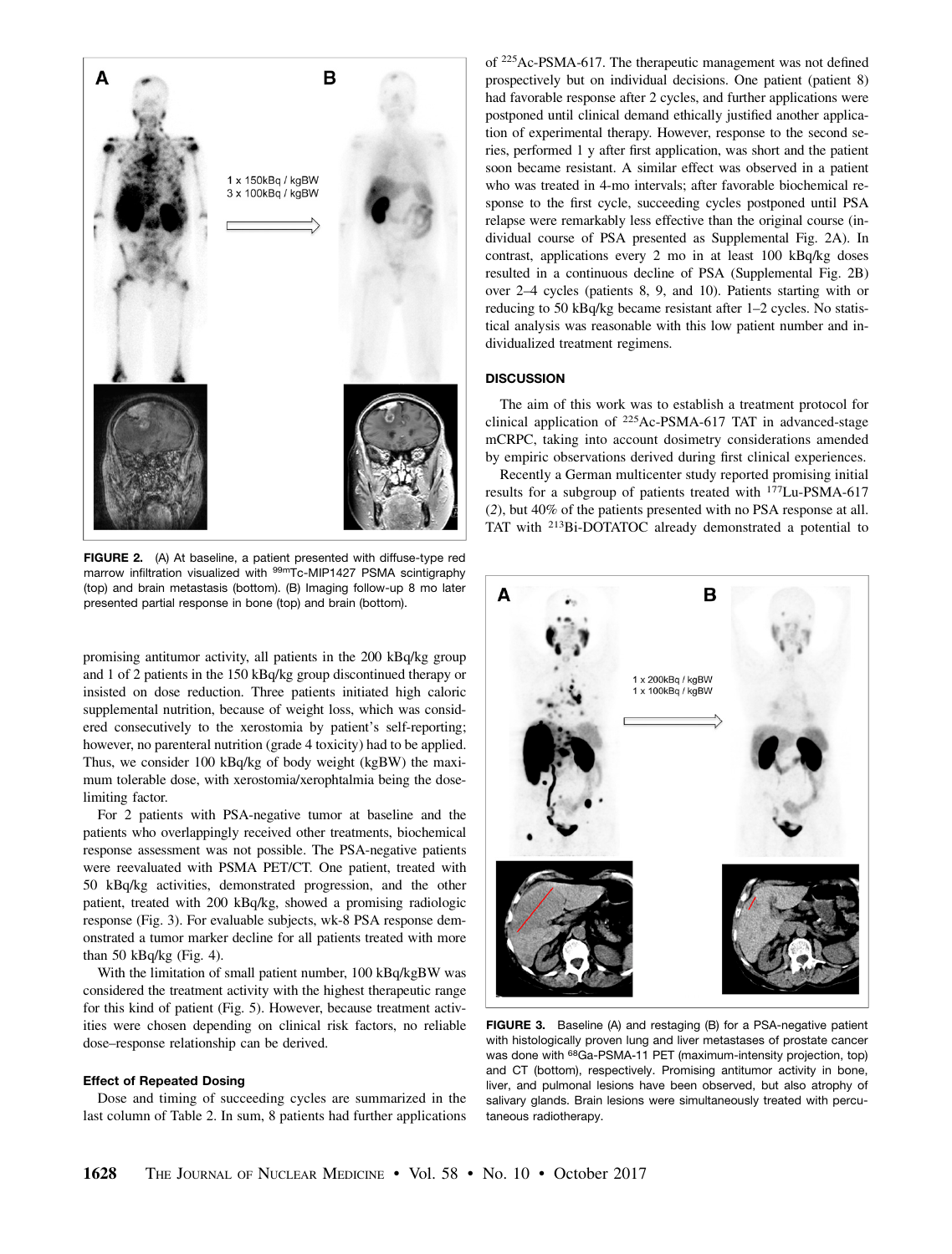FIGURE 2. (A) At baseline, a patient presented with diffuse-type red marrow infiltration visualized with $^{99m}$Tc-MIP1427 PSMA scintigraphy (top) and brain metastasis (bottom). (B) Imaging follow-up 8 mo later presented partial response in bone (top) and brain (bottom).

promising antitumor activity, all patients in the 200 kBq/kg group and 1 of 2 patients in the 150 kBq/kg group discontinued therapy or insisted on dose reduction. Three patients initiated high caloric supplemental nutrition, because of weight loss, which was considered consecutively to the xerostomia by patient's self-reporting; however, no parenteral nutrition (grade 4 toxicity) had to be applied. Thus, we consider 100 kBq/kg of body weight (kgBW) the maximum tolerable dose, with xerostomia/xerophtalmia being the dose-limiting factor.

For 2 patients with PSA-negative tumor at baseline and the patients who overlappingly received other treatments, biochemical response assessment was not possible. The PSA-negative patients were reevaluated with PSMA PET/CT. One patient, treated with 50 kBq/kg activities, demonstrated progression, and the other patient, treated with 200 kBq/kg, showed a promising radiologic response (Fig. 3). For evaluable subjects, wk-8 PSA response demonstrated a tumor marker decline for all patients treated with more than 50 kBq/kg (Fig. 4).

With the limitation of small patient number, 100 kBq/kgBW was considered the treatment activity with the highest therapeutic range for this kind of patient (Fig. 5). However, because treatment activities were chosen depending on clinical risk factors, no reliable dose–response relationship can be derived.

### Effect of Repeated Dosing

Dose and timing of succeeding cycles are summarized in the last column of Table 2. In sum, 8 patients had further applications of $^{225}$Ac-PSMA-617. The therapeutic management was not defined prospectively but on individual decisions. One patient (patient 8) had favorable response after 2 cycles, and further applications were postponed until clinical demand ethically justified another application of experimental therapy. However, response to the second series, performed 1 y after first application, was short and the patient soon became resistant. A similar effect was observed in a patient who was treated in 4-mo intervals; after favorable biochemical response to the first cycle, succeeding cycles postponed until PSA relapse were remarkably less effective than the original course (individual course of PSA presented as Supplemental Fig. 2A). In contrast, applications every 2 mo in at least 100 kBq/kg doses resulted in a continuous decline of PSA (Supplemental Fig. 2B) over 2–4 cycles (patients 8, 9, and 10). Patients starting with or reducing to 50 kBq/kg became resistant after 1–2 cycles. No statistical analysis was reasonable with this low patient number and individualized treatment regimens.

## DISCUSSION

The aim of this work was to establish a treatment protocol for clinical application of $^{225}$Ac-PSMA-617 TAT in advanced-stage mCRPC, taking into account dosimetry considerations amended by empiric observations derived during first clinical experiences.

Recently a German multicenter study reported promising initial results for a subgroup of patients treated with $^{177}$Lu-PSMA-617 (2), but 40% of the patients presented with no PSA response at all. TAT with $^{213}$Bi-DOTATOC already demonstrated a potential to

FIGURE 3. Baseline (A) and restaging (B) for a PSA-negative patient with histologically proven lung and liver metastases of prostate cancer was done with $^{68}$Ga-PSMA-11 PET (maximum-intensity projection, top) and CT (bottom), respectively. Promising antitumor activity in bone, liver, and pulmonal lesions have been observed, but also atrophy of salivary glands. Brain lesions were simultaneously treated with percutaneous radiotherapy.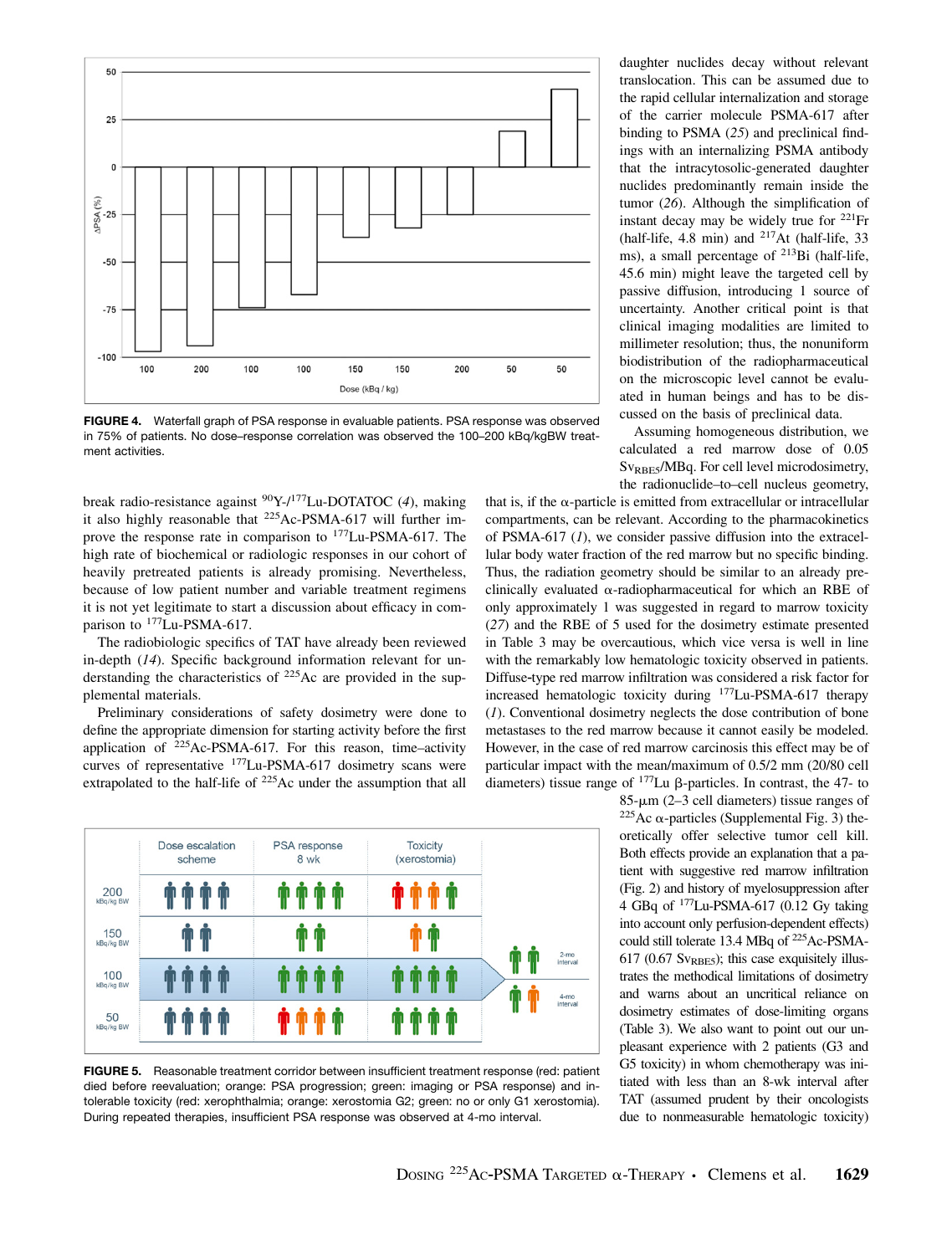FIGURE 4. Waterfall graph of PSA response in evaluable patients. PSA response was observed in 75% of patients. No dose–response correlation was observed the 100–200 kBq/kgBW treatment activities.

daughter nuclides decay without relevant translocation. This can be assumed due to the rapid cellular internalization and storage of the carrier molecule PSMA-617 after binding to PSMA (*25*) and preclinical findings with an internalizing PSMA antibody that the intracytosolic-generated daughter nuclides predominantly remain inside the tumor (*26*). Although the simplification of instant decay may be widely true for $^{221}$Fr (half-life, 4.8 min) and $^{217}$At (half-life, 33 ms), a small percentage of $^{213}$Bi (half-life, 45.6 min) might leave the targeted cell by passive diffusion, introducing 1 source of uncertainty. Another critical point is that clinical imaging modalities are limited to millimeter resolution; thus, the nonuniform biodistribution of the radiopharmaceutical on the microscopic level cannot be evaluated in human beings and has to be discussed on the basis of preclinical data.

Assuming homogeneous distribution, we calculated a red marrow dose of 0.05 $Sv_{RBE5}$/MBq. For cell level microdosimetry, the radionuclide–to–cell nucleus geometry, that is, if the α-particle is emitted from extracellular or intracellular compartments, can be relevant. According to the pharmacokinetics of PSMA-617 (*1*), we consider passive diffusion into the extracellular body water fraction of the red marrow but no specific binding. Thus, the radiation geometry should be similar to an already preclinically evaluated α-radiopharmaceutical for which an RBE of only approximately 1 was suggested in regard to marrow toxicity (*27*) and the RBE of 5 used for the dosimetry estimate presented in Table 3 may be overcautious, which vice versa is well in line with the remarkably low hematologic toxicity observed in patients. Diffuse-type red marrow infiltration was considered a risk factor for increased hematologic toxicity during $^{177}$Lu-PSMA-617 therapy (*1*). Conventional dosimetry neglects the dose contribution of bone metastases to the red marrow because it cannot easily be modeled. However, in the case of red marrow carcinosis this effect may be of particular impact with the mean/maximum of 0.5/2 mm (20/80 cell diameters) tissue range of $^{177}$Lu β-particles. In contrast, the 47- to 85-μm (2–3 cell diameters) tissue ranges of $^{225}$Ac α-particles (Supplemental Fig. 3) theoretically offer selective tumor cell kill. Both effects provide an explanation that a patient with suggestive red marrow infiltration (Fig. 2) and history of myelosuppression after 4 GBq of $^{177}$Lu-PSMA-617 (0.12 Gy taking into account only perfusion-dependent effects) could still tolerate 13.4 MBq of $^{225}$Ac-PSMA-617 (0.67 $Sv_{RBE5}$); this case exquisitely illustrates the methodical limitations of dosimetry and warns about an uncritical reliance on dosimetry estimates of dose-limiting organs (Table 3). We also want to point out our unpleasant experience with 2 patients (G3 and G5 toxicity) in whom chemotherapy was initiated with less than an 8-wk interval after TAT (assumed prudent by their oncologists due to nonmeasurable hematologic toxicity)

break radio-resistance against $^{90}$Y-/$^{177}$Lu-DOTATOC (*4*), making it also highly reasonable that $^{225}$Ac-PSMA-617 will further improve the response rate in comparison to $^{177}$Lu-PSMA-617. The high rate of biochemical or radiologic responses in our cohort of heavily pretreated patients is already promising. Nevertheless, because of low patient number and variable treatment regimens it is not yet legitimate to start a discussion about efficacy in comparison to $^{177}$Lu-PSMA-617.

The radiobiologic specifics of TAT have already been reviewed in-depth (*14*). Specific background information relevant for understanding the characteristics of $^{225}$Ac are provided in the supplemental materials.

Preliminary considerations of safety dosimetry were done to define the appropriate dimension for starting activity before the first application of $^{225}$Ac-PSMA-617. For this reason, time–activity curves of representative $^{177}$Lu-PSMA-617 dosimetry scans were extrapolated to the half-life of $^{225}$Ac under the assumption that all

FIGURE 5. Reasonable treatment corridor between insufficient treatment response (red: patient died before reevaluation; orange: PSA progression; green: imaging or PSA response) and intolerable toxicity (red: xerophthalmia; orange: xerostomia G2; green: no or only G1 xerostomia). During repeated therapies, insufficient PSA response was observed at 4-mo interval.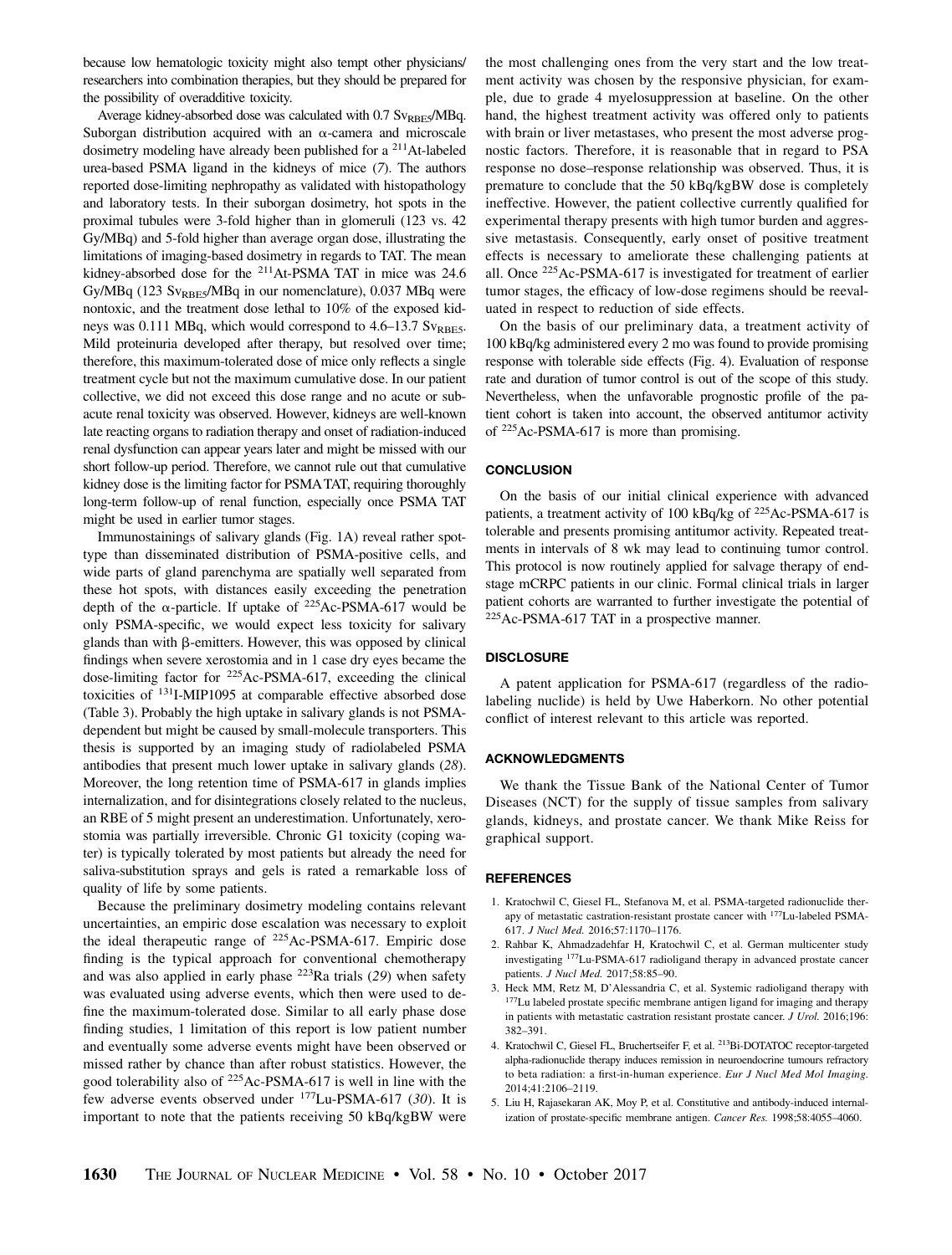because low hematologic toxicity might also tempt other physicians/researchers into combination therapies, but they should be prepared for the possibility of overadditive toxicity.

Average kidney-absorbed dose was calculated with 0.7 $Sv_{RBE5}$/MBq. Suborgan distribution acquired with an α-camera and microscale dosimetry modeling have already been published for a $^{211}$At-labeled urea-based PSMA ligand in the kidneys of mice (*7*). The authors reported dose-limiting nephropathy as validated with histopathology and laboratory tests. In their suborgan dosimetry, hot spots in the proximal tubules were 3-fold higher than in glomeruli (123 vs. 42 Gy/MBq) and 5-fold higher than average organ dose, illustrating the limitations of imaging-based dosimetry in regards to TAT. The mean kidney-absorbed dose for the $^{211}$At-PSMA TAT in mice was 24.6 Gy/MBq (123 $Sv_{RBE5}$/MBq in our nomenclature), 0.037 MBq were nontoxic, and the treatment dose lethal to 10% of the exposed kidneys was 0.111 MBq, which would correspond to 4.6–13.7 $Sv_{RBE5}$. Mild proteinuria developed after therapy, but resolved over time; therefore, this maximum-tolerated dose of mice only reflects a single treatment cycle but not the maximum cumulative dose. In our patient collective, we did not exceed this dose range and no acute or subacute renal toxicity was observed. However, kidneys are well-known late reacting organs to radiation therapy and onset of radiation-induced renal dysfunction can appear years later and might be missed with our short follow-up period. Therefore, we cannot rule out that cumulative kidney dose is the limiting factor for PSMA TAT, requiring thoroughly long-term follow-up of renal function, especially once PSMA TAT might be used in earlier tumor stages.

Immunostainings of salivary glands (Fig. 1A) reveal rather spot-type than disseminated distribution of PSMA-positive cells, and wide parts of gland parenchyma are spatially well separated from these hot spots, with distances easily exceeding the penetration depth of the α-particle. If uptake of $^{225}$Ac-PSMA-617 would be only PSMA-specific, we would expect less toxicity for salivary glands than with β-emitters. However, this was opposed by clinical findings when severe xerostomia and in 1 case dry eyes became the dose-limiting factor for $^{225}$Ac-PSMA-617, exceeding the clinical toxicities of $^{131}$I-MIP1095 at comparable effective absorbed dose (Table 3). Probably the high uptake in salivary glands is not PSMA-dependent but might be caused by small-molecule transporters. This thesis is supported by an imaging study of radiolabeled PSMA antibodies that present much lower uptake in salivary glands (*28*). Moreover, the long retention time of PSMA-617 in glands implies internalization, and for disintegrations closely related to the nucleus, an RBE of 5 might present an underestimation. Unfortunately, xerostomia was partially irreversible. Chronic G1 toxicity (coping water) is typically tolerated by most patients but already the need for saliva-substitution sprays and gels is rated a remarkable loss of quality of life by some patients.

Because the preliminary dosimetry modeling contains relevant uncertainties, an empiric dose escalation was necessary to exploit the ideal therapeutic range of $^{225}$Ac-PSMA-617. Empiric dose finding is the typical approach for conventional chemotherapy and was also applied in early phase $^{223}$Ra trials (*29*) when safety was evaluated using adverse events, which then were used to define the maximum-tolerated dose. Similar to all early phase dose finding studies, 1 limitation of this report is low patient number and eventually some adverse events might have been observed or missed rather by chance than after robust statistics. However, the good tolerability also of $^{225}$Ac-PSMA-617 is well in line with the few adverse events observed under $^{177}$Lu-PSMA-617 (*30*). It is important to note that the patients receiving 50 kBq/kgBW were the most challenging ones from the very start and the low treatment activity was chosen by the responsive physician, for example, due to grade 4 myelosuppression at baseline. On the other hand, the highest treatment activity was offered only to patients with brain or liver metastases, who present the most adverse prognostic factors. Therefore, it is reasonable that in regard to PSA response no dose–response relationship was observed. Thus, it is premature to conclude that the 50 kBq/kgBW dose is completely ineffective. However, the patient collective currently qualified for experimental therapy presents with high tumor burden and aggressive metastasis. Consequently, early onset of positive treatment effects is necessary to ameliorate these challenging patients at all. Once $^{225}$Ac-PSMA-617 is investigated for treatment of earlier tumor stages, the efficacy of low-dose regimens should be reevaluated in respect to reduction of side effects.

On the basis of our preliminary data, a treatment activity of 100 kBq/kg administered every 2 mo was found to provide promising response with tolerable side effects (Fig. 4). Evaluation of response rate and duration of tumor control is out of the scope of this study. Nevertheless, when the unfavorable prognostic profile of the patient cohort is taken into account, the observed antitumor activity of $^{225}$Ac-PSMA-617 is more than promising.

## CONCLUSION

On the basis of our initial clinical experience with advanced patients, a treatment activity of 100 kBq/kg of $^{225}$Ac-PSMA-617 is tolerable and presents promising antitumor activity. Repeated treatments in intervals of 8 wk may lead to continuing tumor control. This protocol is now routinely applied for salvage therapy of end-stage mCRPC patients in our clinic. Formal clinical trials in larger patient cohorts are warranted to further investigate the potential of $^{225}$Ac-PSMA-617 TAT in a prospective manner.

## DISCLOSURE

A patent application for PSMA-617 (regardless of the radiolabeling nuclide) is held by Uwe Haberkorn. No other potential conflict of interest relevant to this article was reported.

## ACKNOWLEDGMENTS

We thank the Tissue Bank of the National Center of Tumor Diseases (NCT) for the supply of tissue samples from salivary glands, kidneys, and prostate cancer. We thank Mike Reiss for graphical support.

## REFERENCES

1. Kratochwil C, Giesel FL, Stefanova M, et al. PSMA-targeted radionuclide therapy of metastatic castration-resistant prostate cancer with $^{177}$Lu-labeled PSMA-617. *J Nucl Med.* 2016;57:1170–1176.
2. Rahbar K, Ahmadzadehfar H, Kratochwil C, et al. German multicenter study investigating $^{177}$Lu-PSMA-617 radioligand therapy in advanced prostate cancer patients. *J Nucl Med.* 2017;58:85–90.
3. Heck MM, Retz M, D'Alessandria C, et al. Systemic radioligand therapy with $^{177}$Lu labeled prostate specific membrane antigen ligand for imaging and therapy in patients with metastatic castration resistant prostate cancer. *J Urol.* 2016;196:382–391.
4. Kratochwil C, Giesel FL, Bruchertseifer F, et al. $^{213}$Bi-DOTATOC receptor-targeted alpha-radionuclide therapy induces remission in neuroendocrine tumours refractory to beta radiation: a first-in-human experience. *Eur J Nucl Med Mol Imaging.* 2014;41:2106–2119.
5. Liu H, Rajasekaran AK, Moy P, et al. Constitutive and antibody-induced internalization of prostate-specific membrane antigen. *Cancer Res.* 1998;58:4055–4060.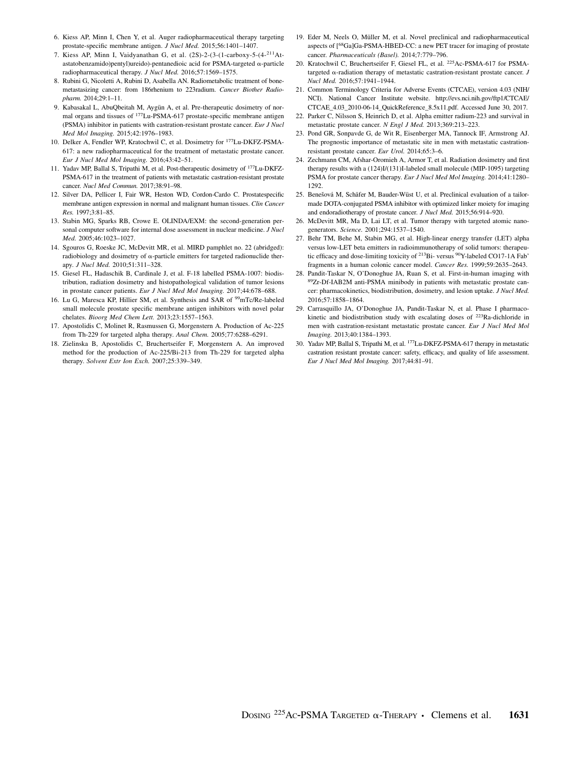6. Kiess AP, Minn I, Chen Y, et al. Auger radiopharmaceutical therapy targeting prostate-specific membrane antigen. *J Nucl Med.* 2015;56:1401–1407.
7. Kiess AP, Minn I, Vaidyanathan G, et al. (2S)-2-(3-(1-carboxy-5-(4-$^{211}$At-astatobenzamido)pentyl)ureido)-pentanedioic acid for PSMA-targeted α-particle radiopharmaceutical therapy. *J Nucl Med.* 2016;57:1569–1575.
8. Rubini G, Nicoletti A, Rubini D, Asabella AN. Radiometabolic treatment of bone-metastasizing cancer: from 186rhenium to 223radium. *Cancer Biother Radiopharm.* 2014;29:1–11.
9. Kabasakal L, AbuQbeitah M, Aygün A, et al. Pre-therapeutic dosimetry of normal organs and tissues of $^{177}$Lu-PSMA-617 prostate-specific membrane antigen (PSMA) inhibitor in patients with castration-resistant prostate cancer. *Eur J Nucl Med Mol Imaging.* 2015;42:1976–1983.
10. Delker A, Fendler WP, Kratochwil C, et al. Dosimetry for $^{177}$Lu-DKFZ-PSMA-617: a new radiopharmaceutical for the treatment of metastatic prostate cancer. *Eur J Nucl Med Mol Imaging.* 2016;43:42–51.
11. Yadav MP, Ballal S, Tripathi M, et al. Post-therapeutic dosimetry of $^{177}$Lu-DKFZ-PSMA-617 in the treatment of patients with metastatic castration-resistant prostate cancer. *Nucl Med Commun.* 2017;38:91–98.
12. Silver DA, Pellicer I, Fair WR, Heston WD, Cordon-Cardo C. Prostatespecific membrane antigen expression in normal and malignant human tissues. *Clin Cancer Res.* 1997;3:81–85.
13. Stabin MG, Sparks RB, Crowe E. OLINDA/EXM: the second-generation personal computer software for internal dose assessment in nuclear medicine. *J Nucl Med.* 2005;46:1023–1027.
14. Sgouros G, Roeske JC, McDevitt MR, et al. MIRD pamphlet no. 22 (abridged): radiobiology and dosimetry of α-particle emitters for targeted radionuclide therapy. *J Nucl Med.* 2010;51:311–328.
15. Giesel FL, Hadaschik B, Cardinale J, et al. F-18 labelled PSMA-1007: biodistribution, radiation dosimetry and histopathological validation of tumor lesions in prostate cancer patients. *Eur J Nucl Med Mol Imaging.* 2017;44:678–688.
16. Lu G, Maresca KP, Hillier SM, et al. Synthesis and SAR of $^{99}$mTc/Re-labeled small molecule prostate specific membrane antigen inhibitors with novel polar chelates. *Bioorg Med Chem Lett.* 2013;23:1557–1563.
17. Apostolidis C, Molinet R, Rasmussen G, Morgenstern A. Production of Ac-225 from Th-229 for targeted alpha therapy. *Anal Chem.* 2005;77:6288–6291.
18. Zielinska B, Apostolidis C, Bruchertseifer F, Morgenstern A. An improved method for the production of Ac-225/Bi-213 from Th-229 for targeted alpha therapy. *Solvent Extr Ion Exch.* 2007;25:339–349.
19. Eder M, Neels O, Müller M, et al. Novel preclinical and radiopharmaceutical aspects of [$^{68}$Ga]Ga-PSMA-HBED-CC: a new PET tracer for imaging of prostate cancer. *Pharmaceuticals (Basel).* 2014;7:779–796.
20. Kratochwil C, Bruchertseifer F, Giesel FL, et al. $^{225}$Ac-PSMA-617 for PSMA-targeted α-radiation therapy of metastatic castration-resistant prostate cancer. *J Nucl Med.* 2016;57:1941–1944.
21. Common Terminology Criteria for Adverse Events (CTCAE), version 4.03 (NIH/NCI). National Cancer Institute website. http://evs.nci.nih.gov/ftp1/CTCAE/CTCAE_4.03_2010-06-14_QuickReference_8.5x11.pdf. Accessed June 30, 2017.
22. Parker C, Nilsson S, Heinrich D, et al. Alpha emitter radium-223 and survival in metastatic prostate cancer. *N Engl J Med.* 2013;369:213–223.
23. Pond GR, Sonpavde G, de Wit R, Eisenberger MA, Tannock IF, Armstrong AJ. The prognostic importance of metastatic site in men with metastatic castration-resistant prostate cancer. *Eur Urol.* 2014;65:3–6.
24. Zechmann CM, Afshar-Oromieh A, Armor T, et al. Radiation dosimetry and first therapy results with a (124)I/(131)I-labeled small molecule (MIP-1095) targeting PSMA for prostate cancer therapy. *Eur J Nucl Med Mol Imaging.* 2014;41:1280–1292.
25. Benešová M, Schäfer M, Bauder-Wüst U, et al. Preclinical evaluation of a tailor-made DOTA-conjugated PSMA inhibitor with optimized linker moiety for imaging and endoradiotherapy of prostate cancer. *J Nucl Med.* 2015;56:914–920.
26. McDevitt MR, Ma D, Lai LT, et al. Tumor therapy with targeted atomic nanogenerators. *Science.* 2001;294:1537–1540.
27. Behr TM, Behe M, Stabin MG, et al. High-linear energy transfer (LET) alpha versus low-LET beta emitters in radioimmunotherapy of solid tumors: therapeutic efficacy and dose-limiting toxicity of $^{213}$Bi- versus $^{90}$Y-labeled CO17-1A Fab' fragments in a human colonic cancer model. *Cancer Res.* 1999;59:2635–2643.
28. Pandit-Taskar N, O'Donoghue JA, Ruan S, et al. First-in-human imaging with $^{89}$Zr-Df-IAB2M anti-PSMA minibody in patients with metastatic prostate cancer: pharmacokinetics, biodistribution, dosimetry, and lesion uptake. *J Nucl Med.* 2016;57:1858–1864.
29. Carrasquillo JA, O'Donoghue JA, Pandit-Taskar N, et al. Phase I pharmacokinetic and biodistribution study with escalating doses of $^{223}$Ra-dichloride in men with castration-resistant metastatic prostate cancer. *Eur J Nucl Med Mol Imaging.* 2013;40:1384–1393.
30. Yadav MP, Ballal S, Tripathi M, et al. $^{177}$Lu-DKFZ-PSMA-617 therapy in metastatic castration resistant prostate cancer: safety, efficacy, and quality of life assessment. *Eur J Nucl Med Mol Imaging.* 2017;44:81–91.